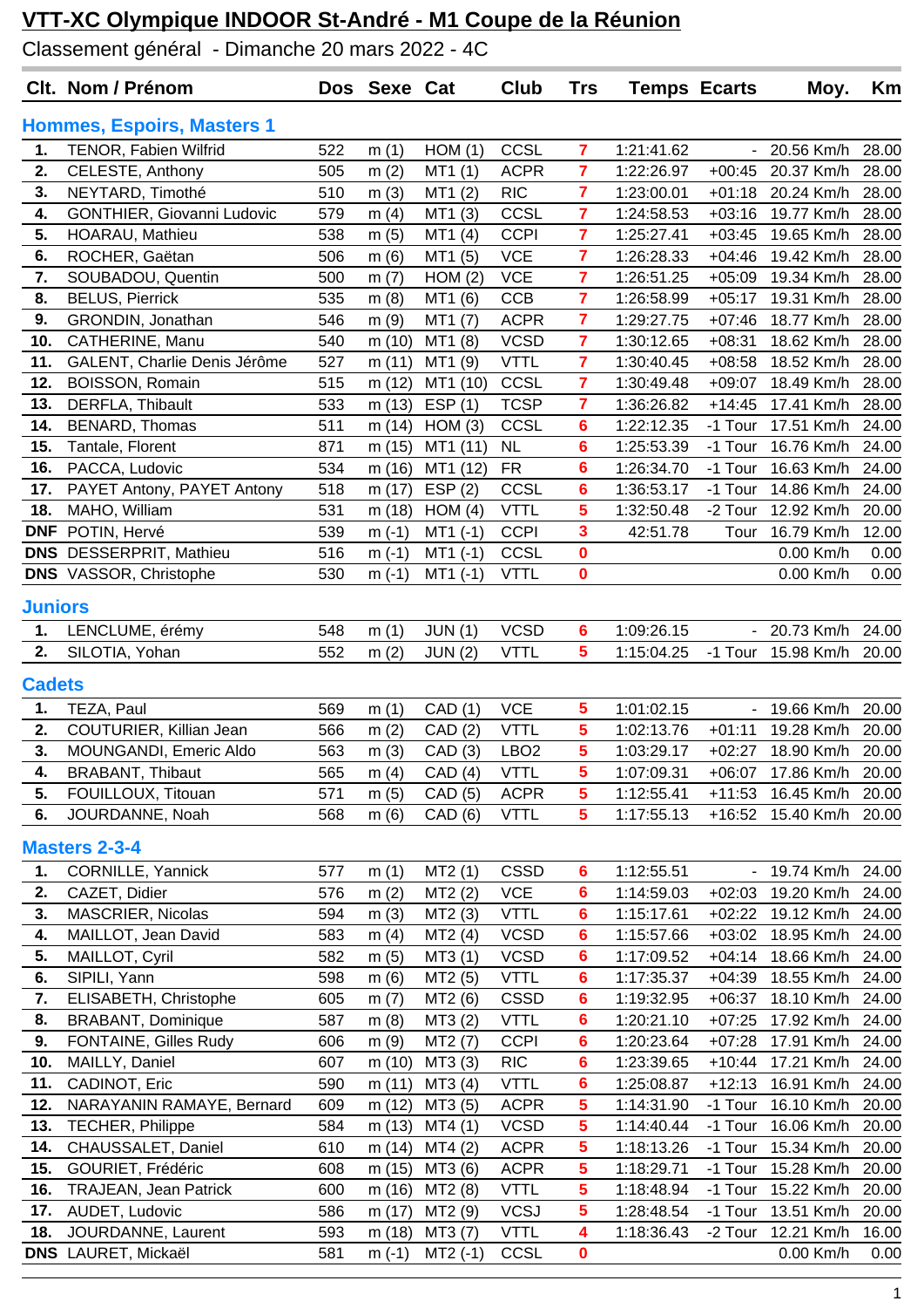# VTT-XC Olympique INDOOR St-André - M1 Coupe de la Réunion

Classement général - Dimanche 20 mars 2022 - 4C

| Clt. | Nom / Prénom | Dos | Sexe | Cat | Club | Trs | Temps | Ecarts | Moy. | Km |
|---|---|---|---|---|---|---|---|---|---|---|
| **Hommes, Espoirs, Masters 1** | | | | | | | | | | |
| 1. | TENOR, Fabien Wilfrid | 522 | m (1) | HOM (1) | CCSL | 7 | 1:21:41.62 | - | 20.56 Km/h | 28.00 |
| 2. | CELESTE, Anthony | 505 | m (2) | MT1 (1) | ACPR | 7 | 1:22:26.97 | +00:45 | 20.37 Km/h | 28.00 |
| 3. | NEYTARD, Timothé | 510 | m (3) | MT1 (2) | RIC | 7 | 1:23:00.01 | +01:18 | 20.24 Km/h | 28.00 |
| 4. | GONTHIER, Giovanni Ludovic | 579 | m (4) | MT1 (3) | CCSL | 7 | 1:24:58.53 | +03:16 | 19.77 Km/h | 28.00 |
| 5. | HOARAU, Mathieu | 538 | m (5) | MT1 (4) | CCPI | 7 | 1:25:27.41 | +03:45 | 19.65 Km/h | 28.00 |
| 6. | ROCHER, Gaëtan | 506 | m (6) | MT1 (5) | VCE | 7 | 1:26:28.33 | +04:46 | 19.42 Km/h | 28.00 |
| 7. | SOUBADOU, Quentin | 500 | m (7) | HOM (2) | VCE | 7 | 1:26:51.25 | +05:09 | 19.34 Km/h | 28.00 |
| 8. | BELUS, Pierrick | 535 | m (8) | MT1 (6) | CCB | 7 | 1:26:58.99 | +05:17 | 19.31 Km/h | 28.00 |
| 9. | GRONDIN, Jonathan | 546 | m (9) | MT1 (7) | ACPR | 7 | 1:29:27.75 | +07:46 | 18.77 Km/h | 28.00 |
| 10. | CATHERINE, Manu | 540 | m (10) | MT1 (8) | VCSD | 7 | 1:30:12.65 | +08:31 | 18.62 Km/h | 28.00 |
| 11. | GALENT, Charlie Denis Jérôme | 527 | m (11) | MT1 (9) | VTTL | 7 | 1:30:40.45 | +08:58 | 18.52 Km/h | 28.00 |
| 12. | BOISSON, Romain | 515 | m (12) | MT1 (10) | CCSL | 7 | 1:30:49.48 | +09:07 | 18.49 Km/h | 28.00 |
| 13. | DERFLA, Thibault | 533 | m (13) | ESP (1) | TCSP | 7 | 1:36:26.82 | +14:45 | 17.41 Km/h | 28.00 |
| 14. | BENARD, Thomas | 511 | m (14) | HOM (3) | CCSL | 6 | 1:22:12.35 | -1 Tour | 17.51 Km/h | 24.00 |
| 15. | Tantale, Florent | 871 | m (15) | MT1 (11) | NL | 6 | 1:25:53.39 | -1 Tour | 16.76 Km/h | 24.00 |
| 16. | PACCA, Ludovic | 534 | m (16) | MT1 (12) | FR | 6 | 1:26:34.70 | -1 Tour | 16.63 Km/h | 24.00 |
| 17. | PAYET Antony, PAYET Antony | 518 | m (17) | ESP (2) | CCSL | 6 | 1:36:53.17 | -1 Tour | 14.86 Km/h | 24.00 |
| 18. | MAHO, William | 531 | m (18) | HOM (4) | VTTL | 5 | 1:32:50.48 | -2 Tour | 12.92 Km/h | 20.00 |
| DNF | POTIN, Hervé | 539 | m (-1) | MT1 (-1) | CCPI | 3 | 42:51.78 | Tour | 16.79 Km/h | 12.00 |
| DNS | DESSERPRIT, Mathieu | 516 | m (-1) | MT1 (-1) | CCSL | 0 | | | 0.00 Km/h | 0.00 |
| DNS | VASSOR, Christophe | 530 | m (-1) | MT1 (-1) | VTTL | 0 | | | 0.00 Km/h | 0.00 |
| **Juniors** | | | | | | | | | | |
| 1. | LENCLUME, érémy | 548 | m (1) | JUN (1) | VCSD | 6 | 1:09:26.15 | - | 20.73 Km/h | 24.00 |
| 2. | SILOTIA, Yohan | 552 | m (2) | JUN (2) | VTTL | 5 | 1:15:04.25 | -1 Tour | 15.98 Km/h | 20.00 |
| **Cadets** | | | | | | | | | | |
| 1. | TEZA, Paul | 569 | m (1) | CAD (1) | VCE | 5 | 1:01:02.15 | - | 19.66 Km/h | 20.00 |
| 2. | COUTURIER, Killian Jean | 566 | m (2) | CAD (2) | VTTL | 5 | 1:02:13.76 | +01:11 | 19.28 Km/h | 20.00 |
| 3. | MOUNGANDI, Emeric Aldo | 563 | m (3) | CAD (3) | LBO2 | 5 | 1:03:29.17 | +02:27 | 18.90 Km/h | 20.00 |
| 4. | BRABANT, Thibaut | 565 | m (4) | CAD (4) | VTTL | 5 | 1:07:09.31 | +06:07 | 17.86 Km/h | 20.00 |
| 5. | FOUILLOUX, Titouan | 571 | m (5) | CAD (5) | ACPR | 5 | 1:12:55.41 | +11:53 | 16.45 Km/h | 20.00 |
| 6. | JOURDANNE, Noah | 568 | m (6) | CAD (6) | VTTL | 5 | 1:17:55.13 | +16:52 | 15.40 Km/h | 20.00 |
| **Masters 2-3-4** | | | | | | | | | | |
| 1. | CORNILLE, Yannick | 577 | m (1) | MT2 (1) | CSSD | 6 | 1:12:55.51 | - | 19.74 Km/h | 24.00 |
| 2. | CAZET, Didier | 576 | m (2) | MT2 (2) | VCE | 6 | 1:14:59.03 | +02:03 | 19.20 Km/h | 24.00 |
| 3. | MASCRIER, Nicolas | 594 | m (3) | MT2 (3) | VTTL | 6 | 1:15:17.61 | +02:22 | 19.12 Km/h | 24.00 |
| 4. | MAILLOT, Jean David | 583 | m (4) | MT2 (4) | VCSD | 6 | 1:15:57.66 | +03:02 | 18.95 Km/h | 24.00 |
| 5. | MAILLOT, Cyril | 582 | m (5) | MT3 (1) | VCSD | 6 | 1:17:09.52 | +04:14 | 18.66 Km/h | 24.00 |
| 6. | SIPILI, Yann | 598 | m (6) | MT2 (5) | VTTL | 6 | 1:17:35.37 | +04:39 | 18.55 Km/h | 24.00 |
| 7. | ELISABETH, Christophe | 605 | m (7) | MT2 (6) | CSSD | 6 | 1:19:32.95 | +06:37 | 18.10 Km/h | 24.00 |
| 8. | BRABANT, Dominique | 587 | m (8) | MT3 (2) | VTTL | 6 | 1:20:21.10 | +07:25 | 17.92 Km/h | 24.00 |
| 9. | FONTAINE, Gilles Rudy | 606 | m (9) | MT2 (7) | CCPI | 6 | 1:20:23.64 | +07:28 | 17.91 Km/h | 24.00 |
| 10. | MAILLY, Daniel | 607 | m (10) | MT3 (3) | RIC | 6 | 1:23:39.65 | +10:44 | 17.21 Km/h | 24.00 |
| 11. | CADINOT, Eric | 590 | m (11) | MT3 (4) | VTTL | 6 | 1:25:08.87 | +12:13 | 16.91 Km/h | 24.00 |
| 12. | NARAYANIN RAMAYE, Bernard | 609 | m (12) | MT3 (5) | ACPR | 5 | 1:14:31.90 | -1 Tour | 16.10 Km/h | 20.00 |
| 13. | TECHER, Philippe | 584 | m (13) | MT4 (1) | VCSD | 5 | 1:14:40.44 | -1 Tour | 16.06 Km/h | 20.00 |
| 14. | CHAUSSALET, Daniel | 610 | m (14) | MT4 (2) | ACPR | 5 | 1:18:13.26 | -1 Tour | 15.34 Km/h | 20.00 |
| 15. | GOURIET, Frédéric | 608 | m (15) | MT3 (6) | ACPR | 5 | 1:18:29.71 | -1 Tour | 15.28 Km/h | 20.00 |
| 16. | TRAJEAN, Jean Patrick | 600 | m (16) | MT2 (8) | VTTL | 5 | 1:18:48.94 | -1 Tour | 15.22 Km/h | 20.00 |
| 17. | AUDET, Ludovic | 586 | m (17) | MT2 (9) | VCSJ | 5 | 1:28:48.54 | -1 Tour | 13.51 Km/h | 20.00 |
| 18. | JOURDANNE, Laurent | 593 | m (18) | MT3 (7) | VTTL | 4 | 1:18:36.43 | -2 Tour | 12.21 Km/h | 16.00 |
| DNS | LAURET, Mickaël | 581 | m (-1) | MT2 (-1) | CCSL | 0 | | | 0.00 Km/h | 0.00 |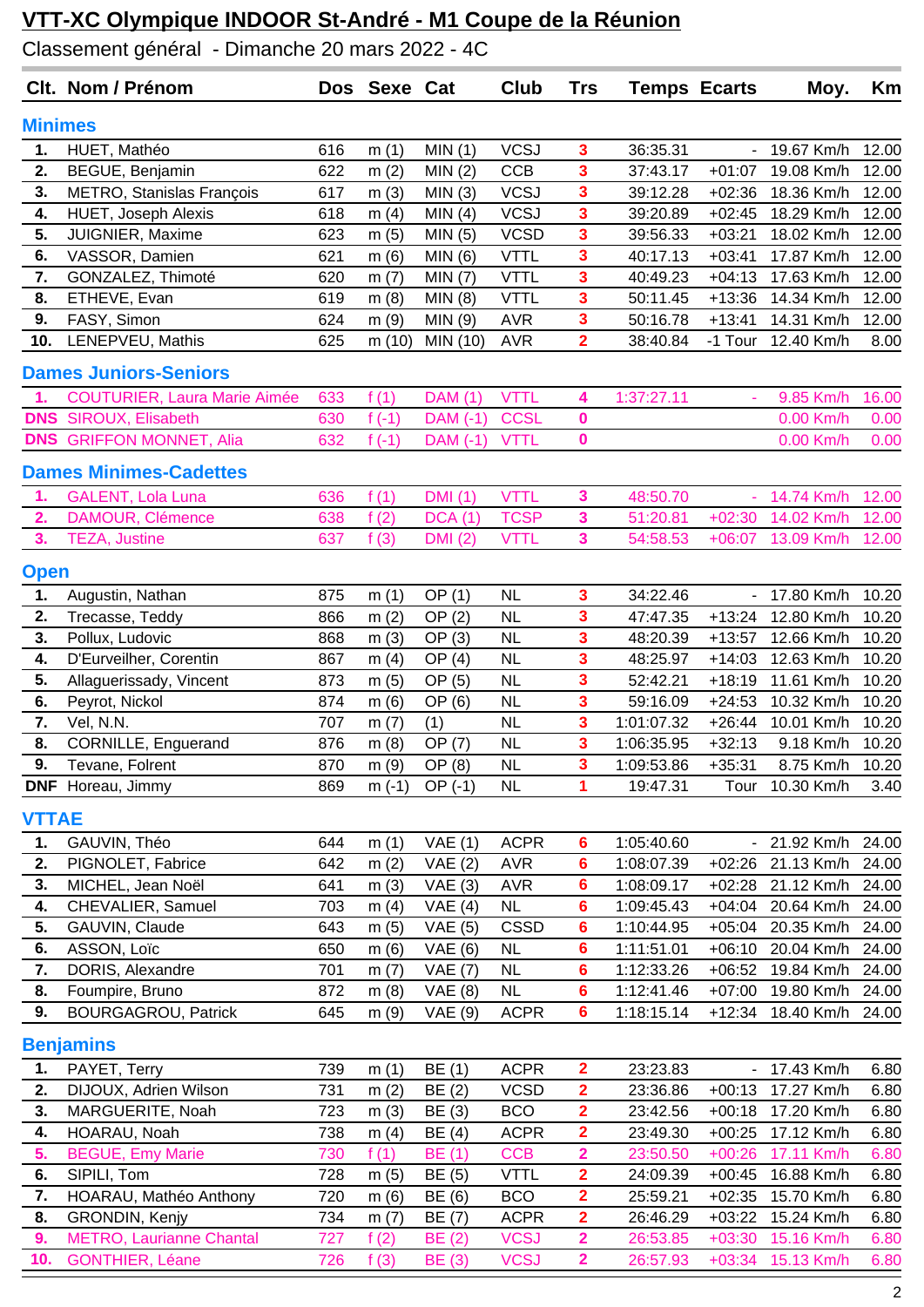# VTT-XC Olympique INDOOR St-André - M1 Coupe de la Réunion

Classement général - Dimanche 20 mars 2022 - 4C

| Clt. | Nom / Prénom | Dos | Sexe | Cat | Club | Trs | Temps | Ecarts | Moy. | Km |
|---|---|---|---|---|---|---|---|---|---|---|
| **Minimes** | | | | | | | | | | |
| 1. | HUET, Mathéo | 616 | m (1) | MIN (1) | VCSJ | 3 | 36:35.31 | - | 19.67 Km/h | 12.00 |
| 2. | BEGUE, Benjamin | 622 | m (2) | MIN (2) | CCB | 3 | 37:43.17 | +01:07 | 19.08 Km/h | 12.00 |
| 3. | METRO, Stanislas François | 617 | m (3) | MIN (3) | VCSJ | 3 | 39:12.28 | +02:36 | 18.36 Km/h | 12.00 |
| 4. | HUET, Joseph Alexis | 618 | m (4) | MIN (4) | VCSJ | 3 | 39:20.89 | +02:45 | 18.29 Km/h | 12.00 |
| 5. | JUIGNIER, Maxime | 623 | m (5) | MIN (5) | VCSD | 3 | 39:56.33 | +03:21 | 18.02 Km/h | 12.00 |
| 6. | VASSOR, Damien | 621 | m (6) | MIN (6) | VTTL | 3 | 40:17.13 | +03:41 | 17.87 Km/h | 12.00 |
| 7. | GONZALEZ, Thimoté | 620 | m (7) | MIN (7) | VTTL | 3 | 40:49.23 | +04:13 | 17.63 Km/h | 12.00 |
| 8. | ETHEVE, Evan | 619 | m (8) | MIN (8) | VTTL | 3 | 50:11.45 | +13:36 | 14.34 Km/h | 12.00 |
| 9. | FASY, Simon | 624 | m (9) | MIN (9) | AVR | 3 | 50:16.78 | +13:41 | 14.31 Km/h | 12.00 |
| 10. | LENEPVEU, Mathis | 625 | m (10) | MIN (10) | AVR | 2 | 38:40.84 | -1 Tour | 12.40 Km/h | 8.00 |
| **Dames Juniors-Seniors** | | | | | | | | | | |
| 1. | COUTURIER, Laura Marie Aimée | 633 | f (1) | DAM (1) | VTTL | 4 | 1:37:27.11 | - | 9.85 Km/h | 16.00 |
| DNS | SIROUX, Elisabeth | 630 | f (-1) | DAM (-1) | CCSL | 0 | | | 0.00 Km/h | 0.00 |
| DNS | GRIFFON MONNET, Alia | 632 | f (-1) | DAM (-1) | VTTL | 0 | | | 0.00 Km/h | 0.00 |
| **Dames Minimes-Cadettes** | | | | | | | | | | |
| 1. | GALENT, Lola Luna | 636 | f (1) | DMI (1) | VTTL | 3 | 48:50.70 | - | 14.74 Km/h | 12.00 |
| 2. | DAMOUR, Clémence | 638 | f (2) | DCA (1) | TCSP | 3 | 51:20.81 | +02:30 | 14.02 Km/h | 12.00 |
| 3. | TEZA, Justine | 637 | f (3) | DMI (2) | VTTL | 3 | 54:58.53 | +06:07 | 13.09 Km/h | 12.00 |
| **Open** | | | | | | | | | | |
| 1. | Augustin, Nathan | 875 | m (1) | OP (1) | NL | 3 | 34:22.46 | - | 17.80 Km/h | 10.20 |
| 2. | Trecasse, Teddy | 866 | m (2) | OP (2) | NL | 3 | 47:47.35 | +13:24 | 12.80 Km/h | 10.20 |
| 3. | Pollux, Ludovic | 868 | m (3) | OP (3) | NL | 3 | 48:20.39 | +13:57 | 12.66 Km/h | 10.20 |
| 4. | D'Eurveilher, Corentin | 867 | m (4) | OP (4) | NL | 3 | 48:25.97 | +14:03 | 12.63 Km/h | 10.20 |
| 5. | Allaguerissady, Vincent | 873 | m (5) | OP (5) | NL | 3 | 52:42.21 | +18:19 | 11.61 Km/h | 10.20 |
| 6. | Peyrot, Nickol | 874 | m (6) | OP (6) | NL | 3 | 59:16.09 | +24:53 | 10.32 Km/h | 10.20 |
| 7. | Vel, N.N. | 707 | m (7) | (1) | NL | 3 | 1:01:07.32 | +26:44 | 10.01 Km/h | 10.20 |
| 8. | CORNILLE, Enguerand | 876 | m (8) | OP (7) | NL | 3 | 1:06:35.95 | +32:13 | 9.18 Km/h | 10.20 |
| 9. | Tevane, Folrent | 870 | m (9) | OP (8) | NL | 3 | 1:09:53.86 | +35:31 | 8.75 Km/h | 10.20 |
| DNF | Horeau, Jimmy | 869 | m (-1) | OP (-1) | NL | 1 | 19:47.31 | Tour | 10.30 Km/h | 3.40 |
| **VTTAE** | | | | | | | | | | |
| 1. | GAUVIN, Théo | 644 | m (1) | VAE (1) | ACPR | 6 | 1:05:40.60 | - | 21.92 Km/h | 24.00 |
| 2. | PIGNOLET, Fabrice | 642 | m (2) | VAE (2) | AVR | 6 | 1:08:07.39 | +02:26 | 21.13 Km/h | 24.00 |
| 3. | MICHEL, Jean Noël | 641 | m (3) | VAE (3) | AVR | 6 | 1:08:09.17 | +02:28 | 21.12 Km/h | 24.00 |
| 4. | CHEVALIER, Samuel | 703 | m (4) | VAE (4) | NL | 6 | 1:09:45.43 | +04:04 | 20.64 Km/h | 24.00 |
| 5. | GAUVIN, Claude | 643 | m (5) | VAE (5) | CSSD | 6 | 1:10:44.95 | +05:04 | 20.35 Km/h | 24.00 |
| 6. | ASSON, Loïc | 650 | m (6) | VAE (6) | NL | 6 | 1:11:51.01 | +06:10 | 20.04 Km/h | 24.00 |
| 7. | DORIS, Alexandre | 701 | m (7) | VAE (7) | NL | 6 | 1:12:33.26 | +06:52 | 19.84 Km/h | 24.00 |
| 8. | Foumpire, Bruno | 872 | m (8) | VAE (8) | NL | 6 | 1:12:41.46 | +07:00 | 19.80 Km/h | 24.00 |
| 9. | BOURGAGROU, Patrick | 645 | m (9) | VAE (9) | ACPR | 6 | 1:18:15.14 | +12:34 | 18.40 Km/h | 24.00 |
| **Benjamins** | | | | | | | | | | |
| 1. | PAYET, Terry | 739 | m (1) | BE (1) | ACPR | 2 | 23:23.83 | - | 17.43 Km/h | 6.80 |
| 2. | DIJOUX, Adrien Wilson | 731 | m (2) | BE (2) | VCSD | 2 | 23:36.86 | +00:13 | 17.27 Km/h | 6.80 |
| 3. | MARGUERITE, Noah | 723 | m (3) | BE (3) | BCO | 2 | 23:42.56 | +00:18 | 17.20 Km/h | 6.80 |
| 4. | HOARAU, Noah | 738 | m (4) | BE (4) | ACPR | 2 | 23:49.30 | +00:25 | 17.12 Km/h | 6.80 |
| 5. | BEGUE, Emy Marie | 730 | f (1) | BE (1) | CCB | 2 | 23:50.50 | +00:26 | 17.11 Km/h | 6.80 |
| 6. | SIPILI, Tom | 728 | m (5) | BE (5) | VTTL | 2 | 24:09.39 | +00:45 | 16.88 Km/h | 6.80 |
| 7. | HOARAU, Mathéo Anthony | 720 | m (6) | BE (6) | BCO | 2 | 25:59.21 | +02:35 | 15.70 Km/h | 6.80 |
| 8. | GRONDIN, Kenjy | 734 | m (7) | BE (7) | ACPR | 2 | 26:46.29 | +03:22 | 15.24 Km/h | 6.80 |
| 9. | METRO, Laurianne Chantal | 727 | f (2) | BE (2) | VCSJ | 2 | 26:53.85 | +03:30 | 15.16 Km/h | 6.80 |
| 10. | GONTHIER, Léane | 726 | f (3) | BE (3) | VCSJ | 2 | 26:57.93 | +03:34 | 15.13 Km/h | 6.80 |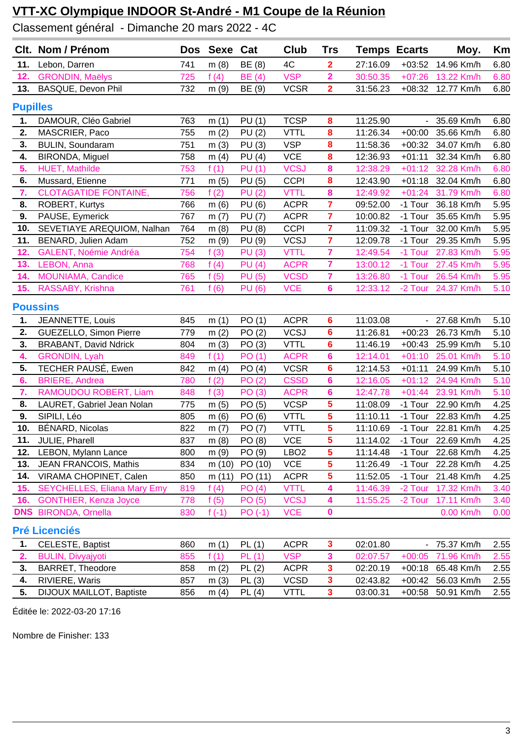# VTT-XC Olympique INDOOR St-André - M1 Coupe de la Réunion

Classement général - Dimanche 20 mars 2022 - 4C

| Clt. | Nom / Prénom | Dos | Sexe | Cat | Club | Trs | Temps | Ecarts | Moy. | Km |
|---|---|---|---|---|---|---|---|---|---|---|
| 11. | Lebon, Darren | 741 | m (8) | BE (8) | 4C | 2 | 27:16.09 | +03:52 | 14.96 Km/h | 6.80 |
| 12. | GRONDIN, Maëlys | 725 | f (4) | BE (4) | VSP | 2 | 30:50.35 | +07:26 | 13.22 Km/h | 6.80 |
| 13. | BASQUE, Devon Phil | 732 | m (9) | BE (9) | VCSR | 2 | 31:56.23 | +08:32 | 12.77 Km/h | 6.80 |
| **Pupilles** | | | | | | | | | | |
| 1. | DAMOUR, Cléo Gabriel | 763 | m (1) | PU (1) | TCSP | 8 | 11:25.90 | - | 35.69 Km/h | 6.80 |
| 2. | MASCRIER, Paco | 755 | m (2) | PU (2) | VTTL | 8 | 11:26.34 | +00:00 | 35.66 Km/h | 6.80 |
| 3. | BULIN, Soundaram | 751 | m (3) | PU (3) | VSP | 8 | 11:58.36 | +00:32 | 34.07 Km/h | 6.80 |
| 4. | BIRONDA, Miguel | 758 | m (4) | PU (4) | VCE | 8 | 12:36.93 | +01:11 | 32.34 Km/h | 6.80 |
| 5. | HUET, Mathilde | 753 | f (1) | PU (1) | VCSJ | 8 | 12:38.29 | +01:12 | 32.28 Km/h | 6.80 |
| 6. | Mussard, Etienne | 771 | m (5) | PU (5) | CCPI | 8 | 12:43.90 | +01:18 | 32.04 Km/h | 6.80 |
| 7. | CLOTAGATIDE FONTAINE, | 756 | f (2) | PU (2) | VTTL | 8 | 12:49.92 | +01:24 | 31.79 Km/h | 6.80 |
| 8. | ROBERT, Kurtys | 766 | m (6) | PU (6) | ACPR | 7 | 09:52.00 | -1 Tour | 36.18 Km/h | 5.95 |
| 9. | PAUSE, Eymerick | 767 | m (7) | PU (7) | ACPR | 7 | 10:00.82 | -1 Tour | 35.65 Km/h | 5.95 |
| 10. | SEVETIAYE AREQUIOM, Nalhan | 764 | m (8) | PU (8) | CCPI | 7 | 11:09.32 | -1 Tour | 32.00 Km/h | 5.95 |
| 11. | BENARD, Julien Adam | 752 | m (9) | PU (9) | VCSJ | 7 | 12:09.78 | -1 Tour | 29.35 Km/h | 5.95 |
| 12. | GALENT, Noémie Andréa | 754 | f (3) | PU (3) | VTTL | 7 | 12:49.54 | -1 Tour | 27.83 Km/h | 5.95 |
| 13. | LEBON, Anna | 768 | f (4) | PU (4) | ACPR | 7 | 13:00.12 | -1 Tour | 27.45 Km/h | 5.95 |
| 14. | MOUNIAMA, Candice | 765 | f (5) | PU (5) | VCSD | 7 | 13:26.80 | -1 Tour | 26.54 Km/h | 5.95 |
| 15. | RASSABY, Krishna | 761 | f (6) | PU (6) | VCE | 6 | 12:33.12 | -2 Tour | 24.37 Km/h | 5.10 |
| **Poussins** | | | | | | | | | | |
| 1. | JEANNETTE, Louis | 845 | m (1) | PO (1) | ACPR | 6 | 11:03.08 | - | 27.68 Km/h | 5.10 |
| 2. | GUEZELLO, Simon Pierre | 779 | m (2) | PO (2) | VCSJ | 6 | 11:26.81 | +00:23 | 26.73 Km/h | 5.10 |
| 3. | BRABANT, David Ndrick | 804 | m (3) | PO (3) | VTTL | 6 | 11:46.19 | +00:43 | 25.99 Km/h | 5.10 |
| 4. | GRONDIN, Lyah | 849 | f (1) | PO (1) | ACPR | 6 | 12:14.01 | +01:10 | 25.01 Km/h | 5.10 |
| 5. | TECHER PAUSÉ, Ewen | 842 | m (4) | PO (4) | VCSR | 6 | 12:14.53 | +01:11 | 24.99 Km/h | 5.10 |
| 6. | BRIERE, Andrea | 780 | f (2) | PO (2) | CSSD | 6 | 12:16.05 | +01:12 | 24.94 Km/h | 5.10 |
| 7. | RAMOUDOU ROBERT, Liam | 848 | f (3) | PO (3) | ACPR | 6 | 12:47.78 | +01:44 | 23.91 Km/h | 5.10 |
| 8. | LAURET, Gabriel Jean Nolan | 775 | m (5) | PO (5) | VCSP | 5 | 11:08.09 | -1 Tour | 22.90 Km/h | 4.25 |
| 9. | SIPILI, Léo | 805 | m (6) | PO (6) | VTTL | 5 | 11:10.11 | -1 Tour | 22.83 Km/h | 4.25 |
| 10. | BÉNARD, Nicolas | 822 | m (7) | PO (7) | VTTL | 5 | 11:10.69 | -1 Tour | 22.81 Km/h | 4.25 |
| 11. | JULIE, Pharell | 837 | m (8) | PO (8) | VCE | 5 | 11:14.02 | -1 Tour | 22.69 Km/h | 4.25 |
| 12. | LEBON, Mylann Lance | 800 | m (9) | PO (9) | LBO2 | 5 | 11:14.48 | -1 Tour | 22.68 Km/h | 4.25 |
| 13. | JEAN FRANCOIS, Mathis | 834 | m (10) | PO (10) | VCE | 5 | 11:26.49 | -1 Tour | 22.28 Km/h | 4.25 |
| 14. | VIRAMA CHOPINET, Calen | 850 | m (11) | PO (11) | ACPR | 5 | 11:52.05 | -1 Tour | 21.48 Km/h | 4.25 |
| 15. | SEYCHELLES, Eliana Mary Emy | 819 | f (4) | PO (4) | VTTL | 4 | 11:46.39 | -2 Tour | 17.32 Km/h | 3.40 |
| 16. | GONTHIER, Kenza Joyce | 778 | f (5) | PO (5) | VCSJ | 4 | 11:55.25 | -2 Tour | 17.11 Km/h | 3.40 |
| DNS | BIRONDA, Ornella | 830 | f (-1) | PO (-1) | VCE | 0 | | | 0.00 Km/h | 0.00 |
| **Pré Licenciés** | | | | | | | | | | |
| 1. | CELESTE, Baptist | 860 | m (1) | PL (1) | ACPR | 3 | 02:01.80 | - | 75.37 Km/h | 2.55 |
| 2. | BULIN, Divyajyoti | 855 | f (1) | PL (1) | VSP | 3 | 02:07.57 | +00:05 | 71.96 Km/h | 2.55 |
| 3. | BARRET, Theodore | 858 | m (2) | PL (2) | ACPR | 3 | 02:20.19 | +00:18 | 65.48 Km/h | 2.55 |
| 4. | RIVIERE, Waris | 857 | m (3) | PL (3) | VCSD | 3 | 02:43.82 | +00:42 | 56.03 Km/h | 2.55 |
| 5. | DIJOUX MAILLOT, Baptiste | 856 | m (4) | PL (4) | VTTL | 3 | 03:00.31 | +00:58 | 50.91 Km/h | 2.55 |

Éditée le: 2022-03-20 17:16

Nombre de Finisher: 133